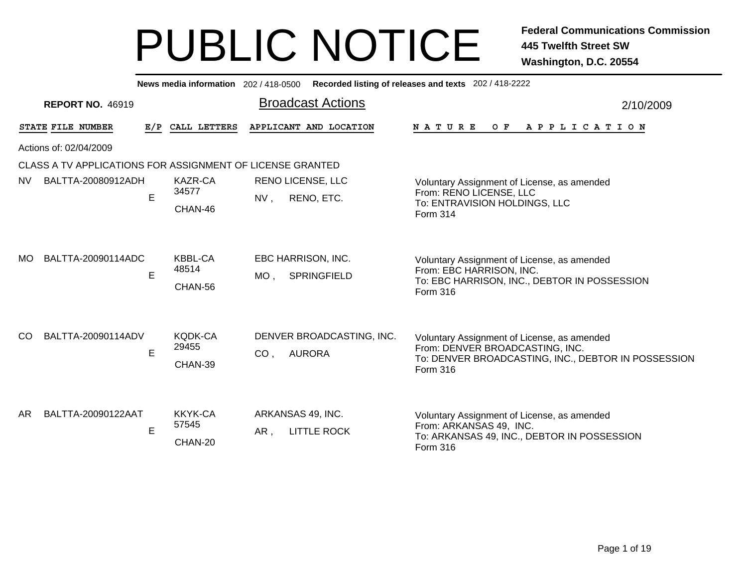# PUBLIC NOTICE

**Federal Communications Commission**
**445 Twelfth Street SW**
**Washington, D.C. 20554**

**News media information** 202 / 418-0500 **Recorded listing of releases and texts** 202 / 418-2222

**REPORT NO.** 46919

## Broadcast Actions

2/10/2009

| STATE | FILE NUMBER | E/P | CALL LETTERS | APPLICANT AND LOCATION | NATURE OF APPLICATION |
|---|---|---|---|---|---|

Actions of: 02/04/2009

CLASS A TV APPLICATIONS FOR ASSIGNMENT OF LICENSE GRANTED

| STATE | FILE NUMBER | E/P | CALL LETTERS | APPLICANT AND LOCATION | NATURE OF APPLICATION |
|---|---|---|---|---|---|
| NV | BALTTA-20080912ADH | E | KAZR-CA 34577 CHAN-46 | RENO LICENSE, LLC NV , RENO, ETC. | Voluntary Assignment of License, as amended From: RENO LICENSE, LLC To: ENTRAVISION HOLDINGS, LLC Form 314 |
| MO | BALTTA-20090114ADC | E | KBBL-CA 48514 CHAN-56 | EBC HARRISON, INC. MO , SPRINGFIELD | Voluntary Assignment of License, as amended From: EBC HARRISON, INC. To: EBC HARRISON, INC., DEBTOR IN POSSESSION Form 316 |
| CO | BALTTA-20090114ADV | E | KQDK-CA 29455 CHAN-39 | DENVER BROADCASTING, INC. CO , AURORA | Voluntary Assignment of License, as amended From: DENVER BROADCASTING, INC. To: DENVER BROADCASTING, INC., DEBTOR IN POSSESSION Form 316 |
| AR | BALTTA-20090122AAT | E | KKYK-CA 57545 CHAN-20 | ARKANSAS 49, INC. AR , LITTLE ROCK | Voluntary Assignment of License, as amended From: ARKANSAS 49, INC. To: ARKANSAS 49, INC., DEBTOR IN POSSESSION Form 316 |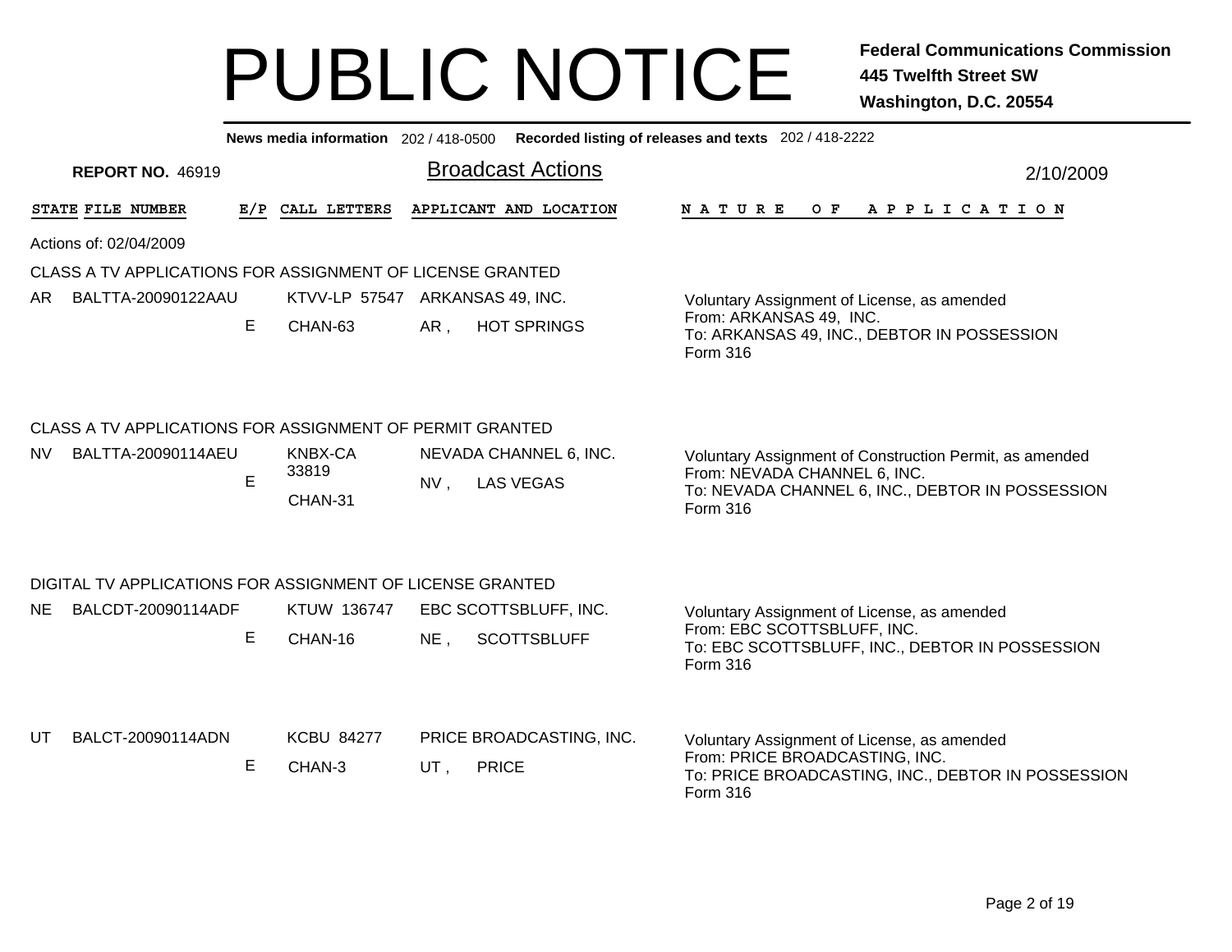# PUBLIC NOTICE

**Federal Communications Commission**
**445 Twelfth Street SW**
**Washington, D.C. 20554**

**News media information** 202 / 418-0500 **Recorded listing of releases and texts** 202 / 418-2222

**REPORT NO.** 46919

## Broadcast Actions

2/10/2009

Actions of: 02/04/2009

### CLASS A TV APPLICATIONS FOR ASSIGNMENT OF LICENSE GRANTED

| STATE | FILE NUMBER | E/P | CALL LETTERS | APPLICANT AND LOCATION | NATURE OF APPLICATION |
|---|---|---|---|---|---|
| AR | BALTTA-20090122AAU | E | KTVV-LP 57547<br>CHAN-63 | ARKANSAS 49, INC.<br>AR , HOT SPRINGS | Voluntary Assignment of License, as amended<br>From: ARKANSAS 49, INC.<br>To: ARKANSAS 49, INC., DEBTOR IN POSSESSION<br>Form 316 |

### CLASS A TV APPLICATIONS FOR ASSIGNMENT OF PERMIT GRANTED

| STATE | FILE NUMBER | E/P | CALL LETTERS | APPLICANT AND LOCATION | NATURE OF APPLICATION |
|---|---|---|---|---|---|
| NV | BALTTA-20090114AEU | E | KNBX-CA 33819<br>CHAN-31 | NEVADA CHANNEL 6, INC.<br>NV , LAS VEGAS | Voluntary Assignment of Construction Permit, as amended<br>From: NEVADA CHANNEL 6, INC.<br>To: NEVADA CHANNEL 6, INC., DEBTOR IN POSSESSION<br>Form 316 |

### DIGITAL TV APPLICATIONS FOR ASSIGNMENT OF LICENSE GRANTED

| STATE | FILE NUMBER | E/P | CALL LETTERS | APPLICANT AND LOCATION | NATURE OF APPLICATION |
|---|---|---|---|---|---|
| NE | BALCDT-20090114ADF | E | KTUW 136747<br>CHAN-16 | EBC SCOTTSBLUFF, INC.<br>NE , SCOTTSBLUFF | Voluntary Assignment of License, as amended<br>From: EBC SCOTTSBLUFF, INC.<br>To: EBC SCOTTSBLUFF, INC., DEBTOR IN POSSESSION<br>Form 316 |
| UT | BALCT-20090114ADN | E | KCBU 84277<br>CHAN-3 | PRICE BROADCASTING, INC.<br>UT , PRICE | Voluntary Assignment of License, as amended<br>From: PRICE BROADCASTING, INC.<br>To: PRICE BROADCASTING, INC., DEBTOR IN POSSESSION<br>Form 316 |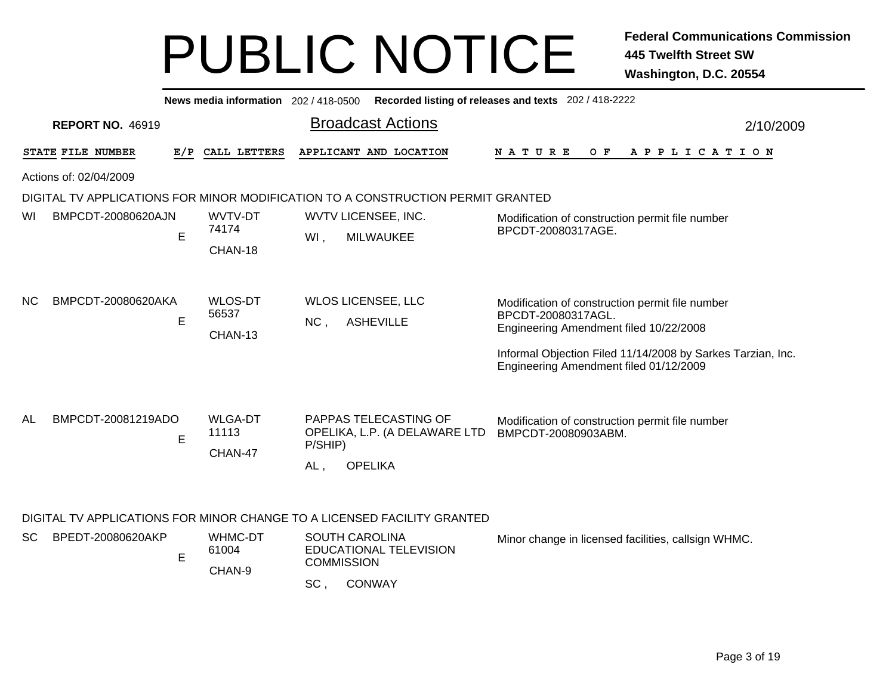# PUBLIC NOTICE

**Federal Communications Commission**
**445 Twelfth Street SW**
**Washington, D.C. 20554**

**News media information** 202 / 418-0500 **Recorded listing of releases and texts** 202 / 418-2222

**REPORT NO.** 46919

## Broadcast Actions

2/10/2009

Actions of: 02/04/2009

### DIGITAL TV APPLICATIONS FOR MINOR MODIFICATION TO A CONSTRUCTION PERMIT GRANTED

| STATE | FILE NUMBER | E/P | CALL LETTERS | APPLICANT AND LOCATION | NATURE OF APPLICATION |
|---|---|---|---|---|---|
| WI | BMPCDT-20080620AJN | E | WVTV-DT<br>74174<br>CHAN-18 | WVTV LICENSEE, INC.<br>WI , MILWAUKEE | Modification of construction permit file number BPCDT-20080317AGE. |
| NC | BMPCDT-20080620AKA | E | WLOS-DT<br>56537<br>CHAN-13 | WLOS LICENSEE, LLC<br>NC , ASHEVILLE | Modification of construction permit file number BPCDT-20080317AGL.<br>Engineering Amendment filed 10/22/2008<br><br>Informal Objection Filed 11/14/2008 by Sarkes Tarzian, Inc.<br>Engineering Amendment filed 01/12/2009 |
| AL | BMPCDT-20081219ADO | E | WLGA-DT<br>11113<br>CHAN-47 | PAPPAS TELECASTING OF OPELIKA, L.P. (A DELAWARE LTD P/SHIP)<br>AL , OPELIKA | Modification of construction permit file number BMPCDT-20080903ABM. |

### DIGITAL TV APPLICATIONS FOR MINOR CHANGE TO A LICENSED FACILITY GRANTED

| STATE | FILE NUMBER | E/P | CALL LETTERS | APPLICANT AND LOCATION | NATURE OF APPLICATION |
|---|---|---|---|---|---|
| SC | BPEDT-20080620AKP | E | WHMC-DT<br>61004<br>CHAN-9 | SOUTH CAROLINA EDUCATIONAL TELEVISION COMMISSION<br>SC , CONWAY | Minor change in licensed facilities, callsign WHMC. |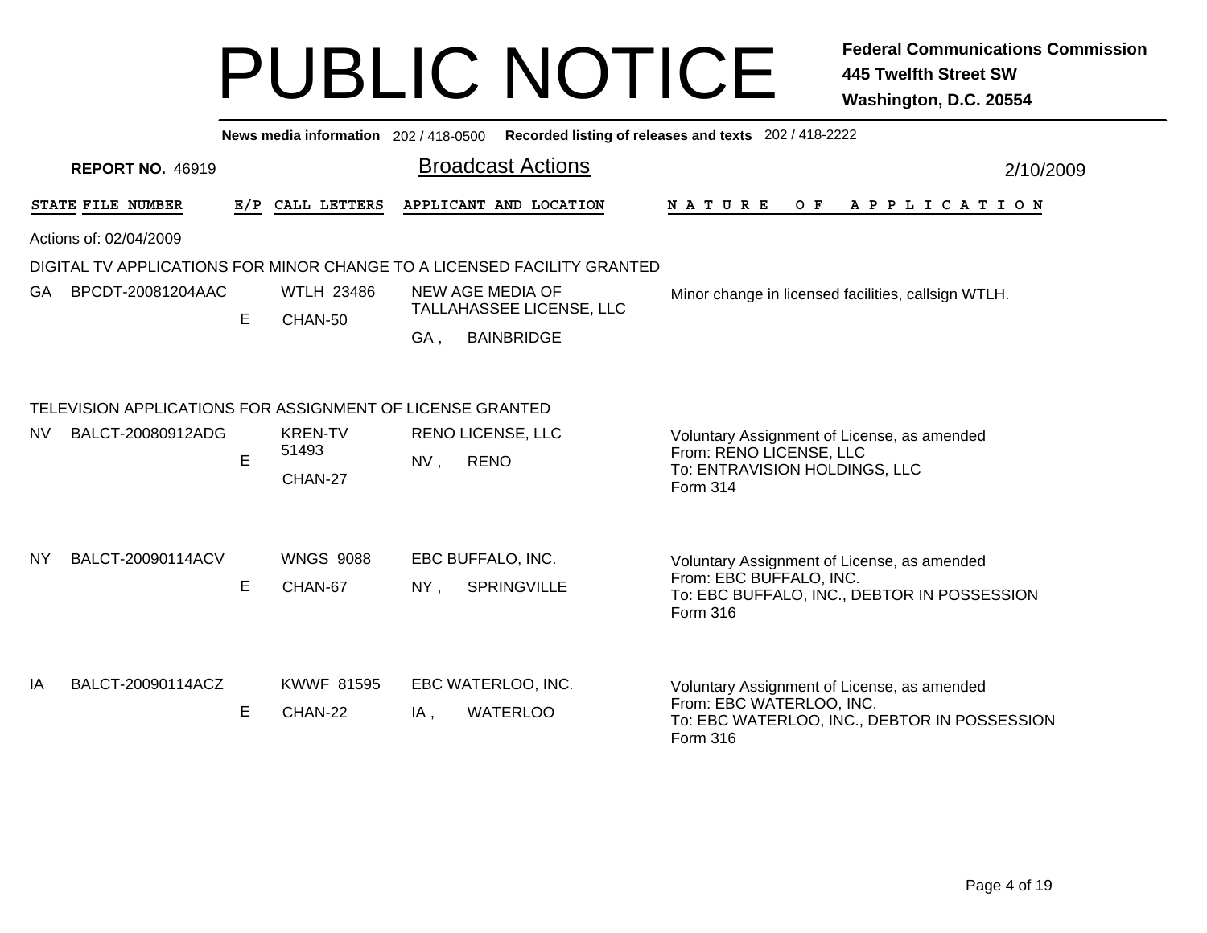# PUBLIC NOTICE

**Federal Communications Commission**
**445 Twelfth Street SW**
**Washington, D.C. 20554**

**News media information** 202 / 418-0500 **Recorded listing of releases and texts** 202 / 418-2222

**REPORT NO.** 46919

## Broadcast Actions

2/10/2009

Actions of: 02/04/2009

### DIGITAL TV APPLICATIONS FOR MINOR CHANGE TO A LICENSED FACILITY GRANTED

| STATE | FILE NUMBER | E/P | CALL LETTERS | APPLICANT AND LOCATION | NATURE OF APPLICATION |
|---|---|---|---|---|---|
| GA | BPCDT-20081204AAC | E | WTLH 23486 CHAN-50 | NEW AGE MEDIA OF TALLAHASSEE LICENSE, LLC GA , BAINBRIDGE | Minor change in licensed facilities, callsign WTLH. |

### TELEVISION APPLICATIONS FOR ASSIGNMENT OF LICENSE GRANTED

| STATE | FILE NUMBER | E/P | CALL LETTERS | APPLICANT AND LOCATION | NATURE OF APPLICATION |
|---|---|---|---|---|---|
| NV | BALCT-20080912ADG | E | KREN-TV 51493 CHAN-27 | RENO LICENSE, LLC NV , RENO | Voluntary Assignment of License, as amended From: RENO LICENSE, LLC To: ENTRAVISION HOLDINGS, LLC Form 314 |
| NY | BALCT-20090114ACV | E | WNGS 9088 CHAN-67 | EBC BUFFALO, INC. NY , SPRINGVILLE | Voluntary Assignment of License, as amended From: EBC BUFFALO, INC. To: EBC BUFFALO, INC., DEBTOR IN POSSESSION Form 316 |
| IA | BALCT-20090114ACZ | E | KWWF 81595 CHAN-22 | EBC WATERLOO, INC. IA , WATERLOO | Voluntary Assignment of License, as amended From: EBC WATERLOO, INC. To: EBC WATERLOO, INC., DEBTOR IN POSSESSION Form 316 |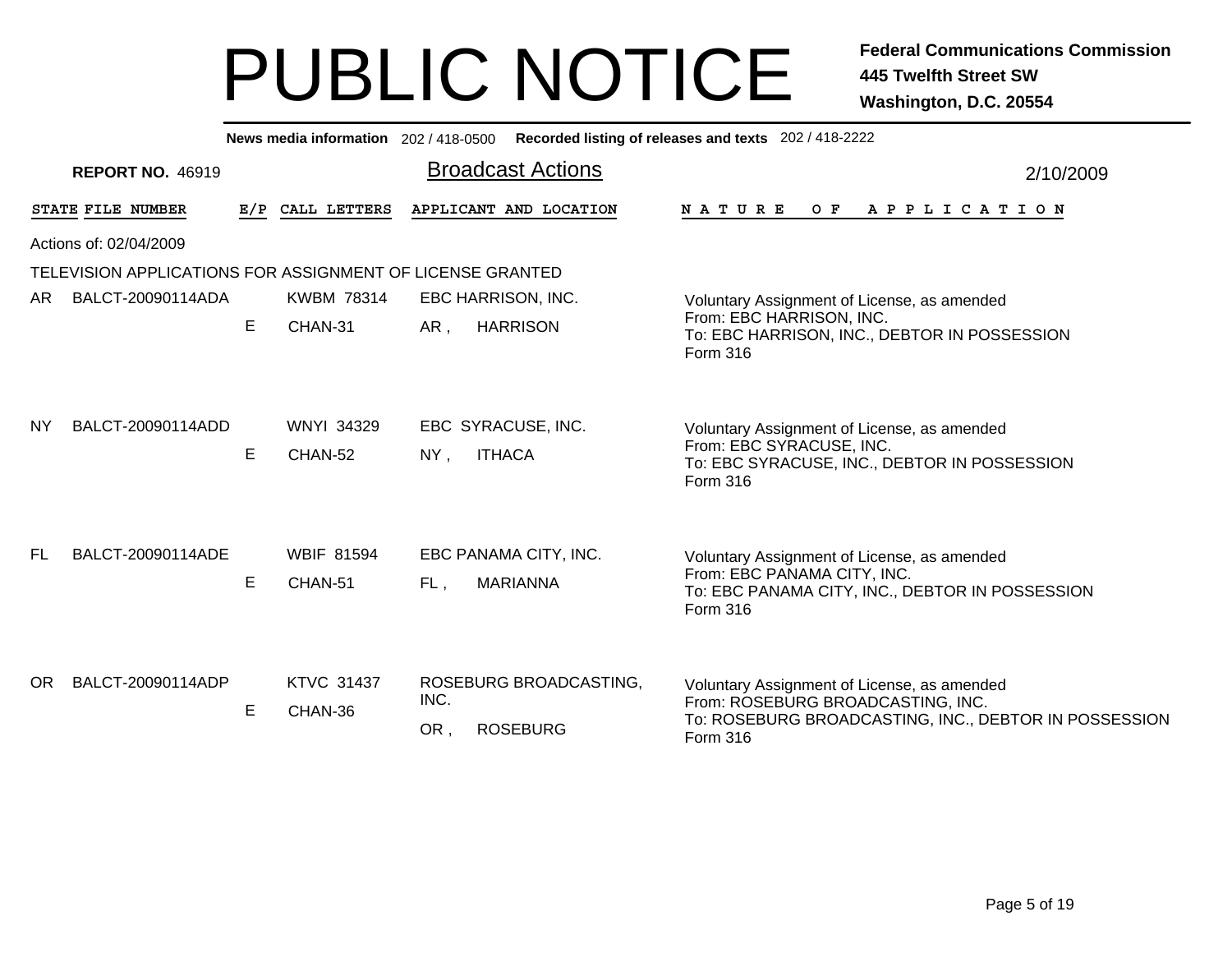# PUBLIC NOTICE

**Federal Communications Commission**
**445 Twelfth Street SW**
**Washington, D.C. 20554**

**News media information** 202 / 418-0500 **Recorded listing of releases and texts** 202 / 418-2222

**REPORT NO.** 46919

## Broadcast Actions

2/10/2009

Actions of: 02/04/2009

TELEVISION APPLICATIONS FOR ASSIGNMENT OF LICENSE GRANTED

| STATE | FILE NUMBER | E/P | CALL LETTERS | APPLICANT AND LOCATION | NATURE OF APPLICATION |
|---|---|---|---|---|---|
| AR | BALCT-20090114ADA | E | KWBM 78314 CHAN-31 | EBC HARRISON, INC. AR , HARRISON | Voluntary Assignment of License, as amended From: EBC HARRISON, INC. To: EBC HARRISON, INC., DEBTOR IN POSSESSION Form 316 |
| NY | BALCT-20090114ADD | E | WNYI 34329 CHAN-52 | EBC SYRACUSE, INC. NY , ITHACA | Voluntary Assignment of License, as amended From: EBC SYRACUSE, INC. To: EBC SYRACUSE, INC., DEBTOR IN POSSESSION Form 316 |
| FL | BALCT-20090114ADE | E | WBIF 81594 CHAN-51 | EBC PANAMA CITY, INC. FL , MARIANNA | Voluntary Assignment of License, as amended From: EBC PANAMA CITY, INC. To: EBC PANAMA CITY, INC., DEBTOR IN POSSESSION Form 316 |
| OR | BALCT-20090114ADP | E | KTVC 31437 CHAN-36 | ROSEBURG BROADCASTING, INC. OR , ROSEBURG | Voluntary Assignment of License, as amended From: ROSEBURG BROADCASTING, INC. To: ROSEBURG BROADCASTING, INC., DEBTOR IN POSSESSION Form 316 |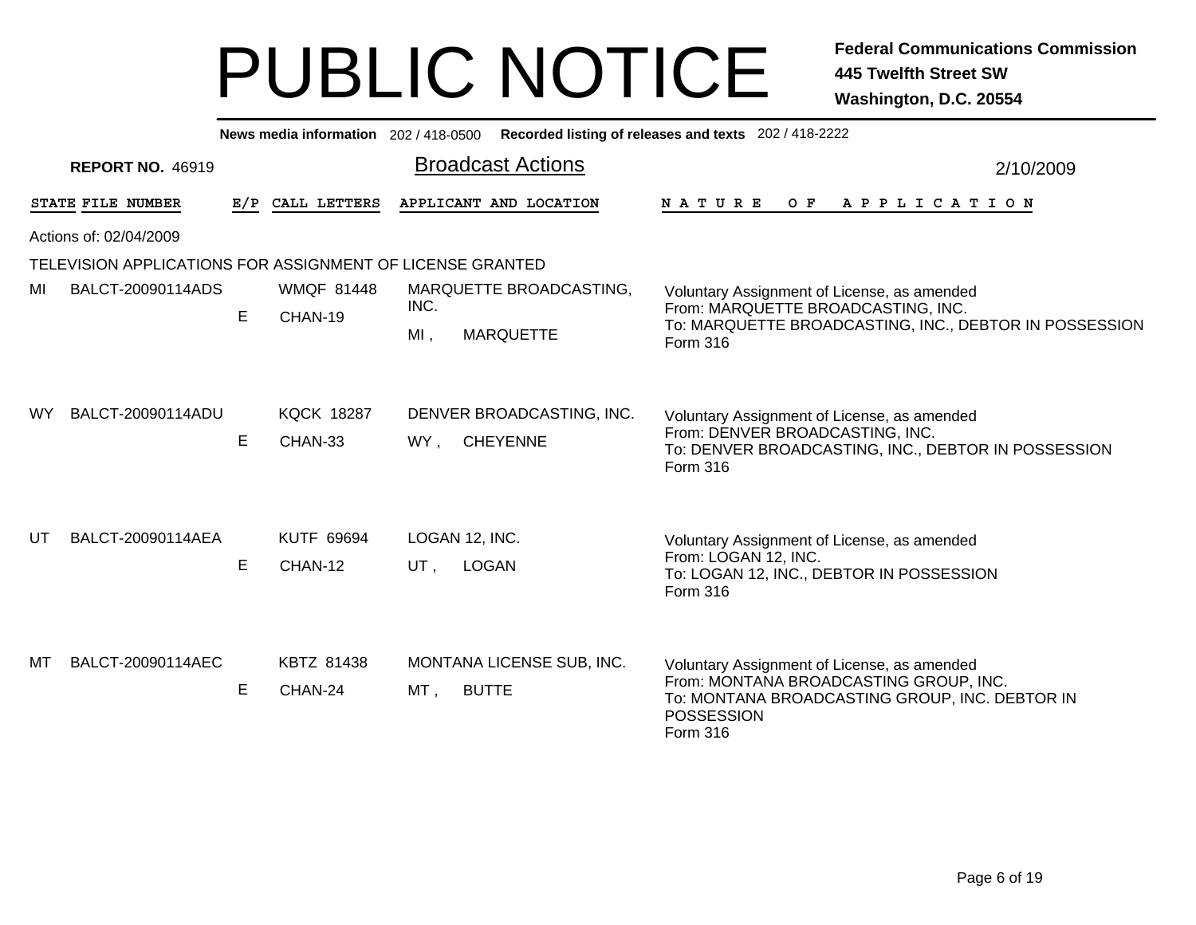# PUBLIC NOTICE

**Federal Communications Commission**
**445 Twelfth Street SW**
**Washington, D.C. 20554**

**News media information** 202 / 418-0500 **Recorded listing of releases and texts** 202 / 418-2222

**REPORT NO.** 46919

## Broadcast Actions

2/10/2009

Actions of: 02/04/2009

TELEVISION APPLICATIONS FOR ASSIGNMENT OF LICENSE GRANTED

| STATE | FILE NUMBER | E/P | CALL LETTERS | APPLICANT AND LOCATION | NATURE OF APPLICATION |
|---|---|---|---|---|---|
| MI | BALCT-20090114ADS | E | WMQF 81448<br>CHAN-19 | MARQUETTE BROADCASTING, INC.<br>MI , MARQUETTE | Voluntary Assignment of License, as amended<br>From: MARQUETTE BROADCASTING, INC.<br>To: MARQUETTE BROADCASTING, INC., DEBTOR IN POSSESSION<br>Form 316 |
| WY | BALCT-20090114ADU | E | KQCK 18287<br>CHAN-33 | DENVER BROADCASTING, INC.<br>WY , CHEYENNE | Voluntary Assignment of License, as amended<br>From: DENVER BROADCASTING, INC.<br>To: DENVER BROADCASTING, INC., DEBTOR IN POSSESSION<br>Form 316 |
| UT | BALCT-20090114AEA | E | KUTF 69694<br>CHAN-12 | LOGAN 12, INC.<br>UT , LOGAN | Voluntary Assignment of License, as amended<br>From: LOGAN 12, INC.<br>To: LOGAN 12, INC., DEBTOR IN POSSESSION<br>Form 316 |
| MT | BALCT-20090114AEC | E | KBTZ 81438<br>CHAN-24 | MONTANA LICENSE SUB, INC.<br>MT , BUTTE | Voluntary Assignment of License, as amended<br>From: MONTANA BROADCASTING GROUP, INC.<br>To: MONTANA BROADCASTING GROUP, INC. DEBTOR IN POSSESSION<br>Form 316 |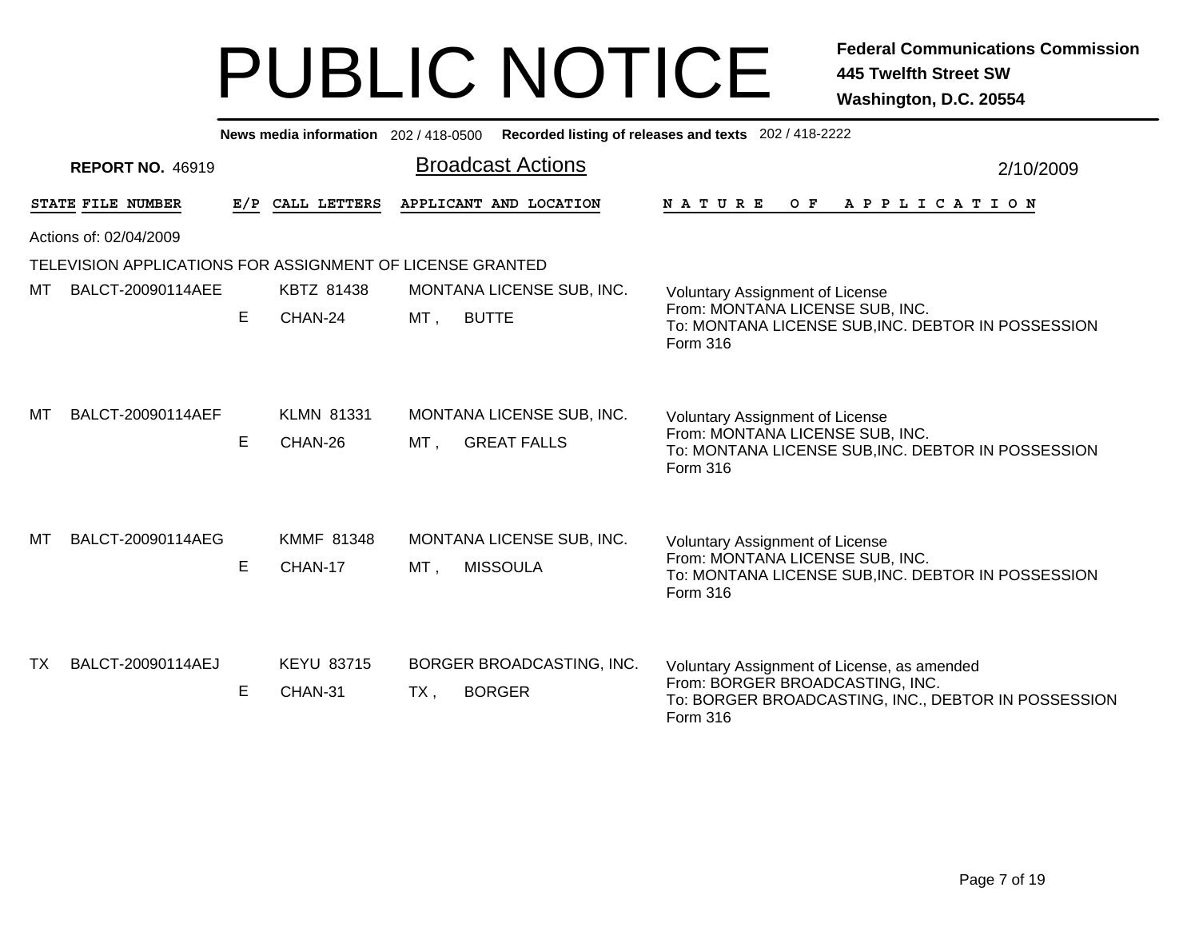# PUBLIC NOTICE

**Federal Communications Commission**
**445 Twelfth Street SW**
**Washington, D.C. 20554**

**News media information** 202 / 418-0500 **Recorded listing of releases and texts** 202 / 418-2222

**REPORT NO.** 46919

## Broadcast Actions

2/10/2009

Actions of: 02/04/2009

TELEVISION APPLICATIONS FOR ASSIGNMENT OF LICENSE GRANTED

| STATE | FILE NUMBER | E/P | CALL LETTERS | APPLICANT AND LOCATION | NATURE OF APPLICATION |
|---|---|---|---|---|---|
| MT | BALCT-20090114AEE | E | KBTZ 81438<br>CHAN-24 | MONTANA LICENSE SUB, INC.<br>MT , BUTTE | Voluntary Assignment of License<br>From: MONTANA LICENSE SUB, INC.<br>To: MONTANA LICENSE SUB,INC. DEBTOR IN POSSESSION<br>Form 316 |
| MT | BALCT-20090114AEF | E | KLMN 81331<br>CHAN-26 | MONTANA LICENSE SUB, INC.<br>MT , GREAT FALLS | Voluntary Assignment of License<br>From: MONTANA LICENSE SUB, INC.<br>To: MONTANA LICENSE SUB,INC. DEBTOR IN POSSESSION<br>Form 316 |
| MT | BALCT-20090114AEG | E | KMMF 81348<br>CHAN-17 | MONTANA LICENSE SUB, INC.<br>MT , MISSOULA | Voluntary Assignment of License<br>From: MONTANA LICENSE SUB, INC.<br>To: MONTANA LICENSE SUB,INC. DEBTOR IN POSSESSION<br>Form 316 |
| TX | BALCT-20090114AEJ | E | KEYU 83715<br>CHAN-31 | BORGER BROADCASTING, INC.<br>TX , BORGER | Voluntary Assignment of License, as amended<br>From: BORGER BROADCASTING, INC.<br>To: BORGER BROADCASTING, INC., DEBTOR IN POSSESSION<br>Form 316 |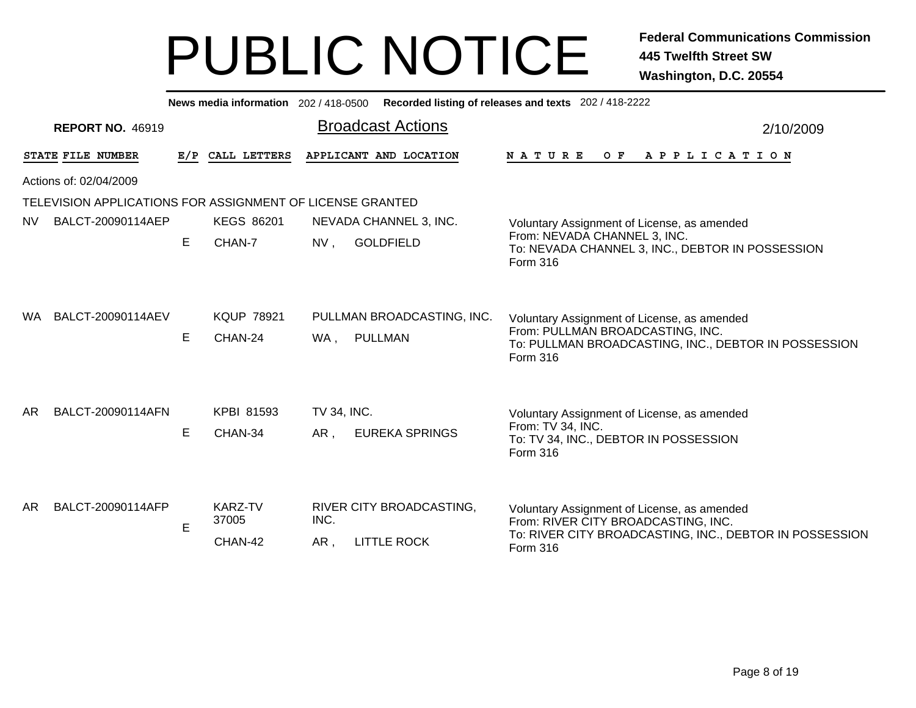# PUBLIC NOTICE

**Federal Communications Commission**
**445 Twelfth Street SW**
**Washington, D.C. 20554**

**News media information** 202 / 418-0500 **Recorded listing of releases and texts** 202 / 418-2222

**REPORT NO.** 46919

## Broadcast Actions

2/10/2009

Actions of: 02/04/2009

TELEVISION APPLICATIONS FOR ASSIGNMENT OF LICENSE GRANTED

| STATE | FILE NUMBER | E/P | CALL LETTERS | APPLICANT AND LOCATION | NATURE OF APPLICATION |
|---|---|---|---|---|---|
| NV | BALCT-20090114AEP | E | KEGS 86201<br>CHAN-7 | NEVADA CHANNEL 3, INC.<br>NV , GOLDFIELD | Voluntary Assignment of License, as amended<br>From: NEVADA CHANNEL 3, INC.<br>To: NEVADA CHANNEL 3, INC., DEBTOR IN POSSESSION<br>Form 316 |
| WA | BALCT-20090114AEV | E | KQUP 78921<br>CHAN-24 | PULLMAN BROADCASTING, INC.<br>WA , PULLMAN | Voluntary Assignment of License, as amended<br>From: PULLMAN BROADCASTING, INC.<br>To: PULLMAN BROADCASTING, INC., DEBTOR IN POSSESSION<br>Form 316 |
| AR | BALCT-20090114AFN | E | KPBI 81593<br>CHAN-34 | TV 34, INC.<br>AR , EUREKA SPRINGS | Voluntary Assignment of License, as amended<br>From: TV 34, INC.<br>To: TV 34, INC., DEBTOR IN POSSESSION<br>Form 316 |
| AR | BALCT-20090114AFP | E | KARZ-TV 37005<br>CHAN-42 | RIVER CITY BROADCASTING, INC.<br>AR , LITTLE ROCK | Voluntary Assignment of License, as amended<br>From: RIVER CITY BROADCASTING, INC.<br>To: RIVER CITY BROADCASTING, INC., DEBTOR IN POSSESSION<br>Form 316 |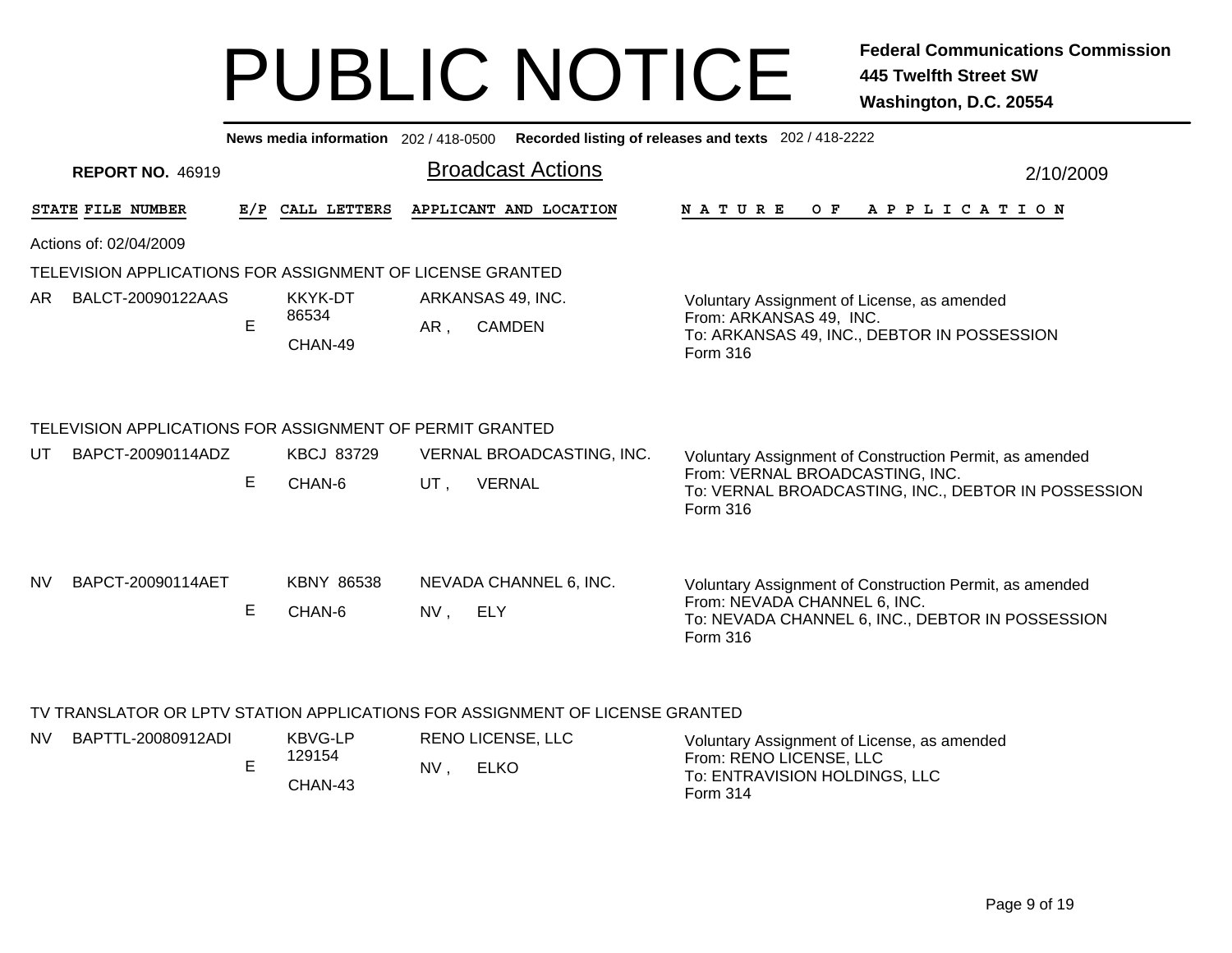# PUBLIC NOTICE

**Federal Communications Commission**
**445 Twelfth Street SW**
**Washington, D.C. 20554**

**News media information** 202 / 418-0500 **Recorded listing of releases and texts** 202 / 418-2222

**REPORT NO.** 46919

## Broadcast Actions

2/10/2009

Actions of: 02/04/2009

### TELEVISION APPLICATIONS FOR ASSIGNMENT OF LICENSE GRANTED

| STATE | FILE NUMBER | E/P | CALL LETTERS | APPLICANT AND LOCATION | NATURE OF APPLICATION |
|---|---|---|---|---|---|
| AR | BALCT-20090122AAS | E | KKYK-DT 86534 CHAN-49 | ARKANSAS 49, INC. AR , CAMDEN | Voluntary Assignment of License, as amended From: ARKANSAS 49, INC. To: ARKANSAS 49, INC., DEBTOR IN POSSESSION Form 316 |

### TELEVISION APPLICATIONS FOR ASSIGNMENT OF PERMIT GRANTED

| STATE | FILE NUMBER | E/P | CALL LETTERS | APPLICANT AND LOCATION | NATURE OF APPLICATION |
|---|---|---|---|---|---|
| UT | BAPCT-20090114ADZ | E | KBCJ 83729 CHAN-6 | VERNAL BROADCASTING, INC. UT , VERNAL | Voluntary Assignment of Construction Permit, as amended From: VERNAL BROADCASTING, INC. To: VERNAL BROADCASTING, INC., DEBTOR IN POSSESSION Form 316 |
| NV | BAPCT-20090114AET | E | KBNY 86538 CHAN-6 | NEVADA CHANNEL 6, INC. NV , ELY | Voluntary Assignment of Construction Permit, as amended From: NEVADA CHANNEL 6, INC. To: NEVADA CHANNEL 6, INC., DEBTOR IN POSSESSION Form 316 |

### TV TRANSLATOR OR LPTV STATION APPLICATIONS FOR ASSIGNMENT OF LICENSE GRANTED

| STATE | FILE NUMBER | E/P | CALL LETTERS | APPLICANT AND LOCATION | NATURE OF APPLICATION |
|---|---|---|---|---|---|
| NV | BAPTTL-20080912ADI | E | KBVG-LP 129154 CHAN-43 | RENO LICENSE, LLC NV , ELKO | Voluntary Assignment of License, as amended From: RENO LICENSE, LLC To: ENTRAVISION HOLDINGS, LLC Form 314 |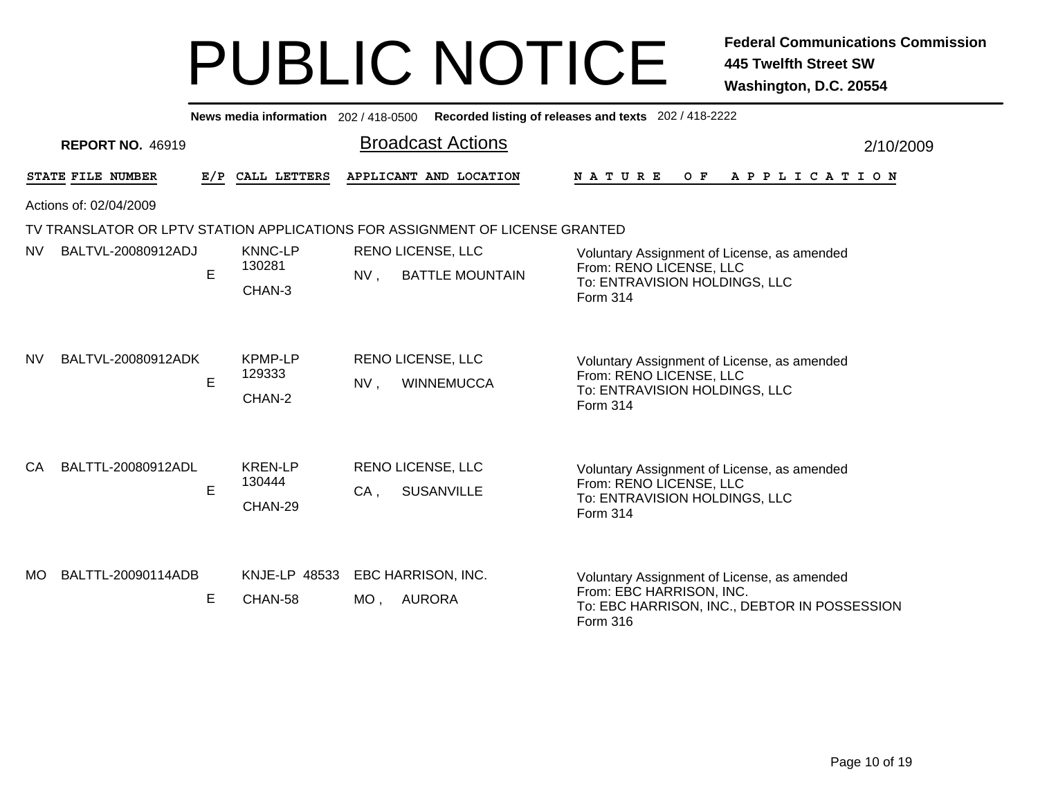# PUBLIC NOTICE

**Federal Communications Commission**
**445 Twelfth Street SW**
**Washington, D.C. 20554**

**News media information** 202 / 418-0500 **Recorded listing of releases and texts** 202 / 418-2222

**REPORT NO.** 46919

## Broadcast Actions

2/10/2009

Actions of: 02/04/2009

TV TRANSLATOR OR LPTV STATION APPLICATIONS FOR ASSIGNMENT OF LICENSE GRANTED

| STATE | FILE NUMBER | E/P | CALL LETTERS | APPLICANT AND LOCATION | NATURE OF APPLICATION |
|---|---|---|---|---|---|
| NV | BALTVL-20080912ADJ | E | KNNC-LP 130281 CHAN-3 | RENO LICENSE, LLC NV , BATTLE MOUNTAIN | Voluntary Assignment of License, as amended From: RENO LICENSE, LLC To: ENTRAVISION HOLDINGS, LLC Form 314 |
| NV | BALTVL-20080912ADK | E | KPMP-LP 129333 CHAN-2 | RENO LICENSE, LLC NV , WINNEMUCCA | Voluntary Assignment of License, as amended From: RENO LICENSE, LLC To: ENTRAVISION HOLDINGS, LLC Form 314 |
| CA | BALTTL-20080912ADL | E | KREN-LP 130444 CHAN-29 | RENO LICENSE, LLC CA , SUSANVILLE | Voluntary Assignment of License, as amended From: RENO LICENSE, LLC To: ENTRAVISION HOLDINGS, LLC Form 314 |
| MO | BALTTL-20090114ADB | E | KNJE-LP 48533 CHAN-58 | EBC HARRISON, INC. MO , AURORA | Voluntary Assignment of License, as amended From: EBC HARRISON, INC. To: EBC HARRISON, INC., DEBTOR IN POSSESSION Form 316 |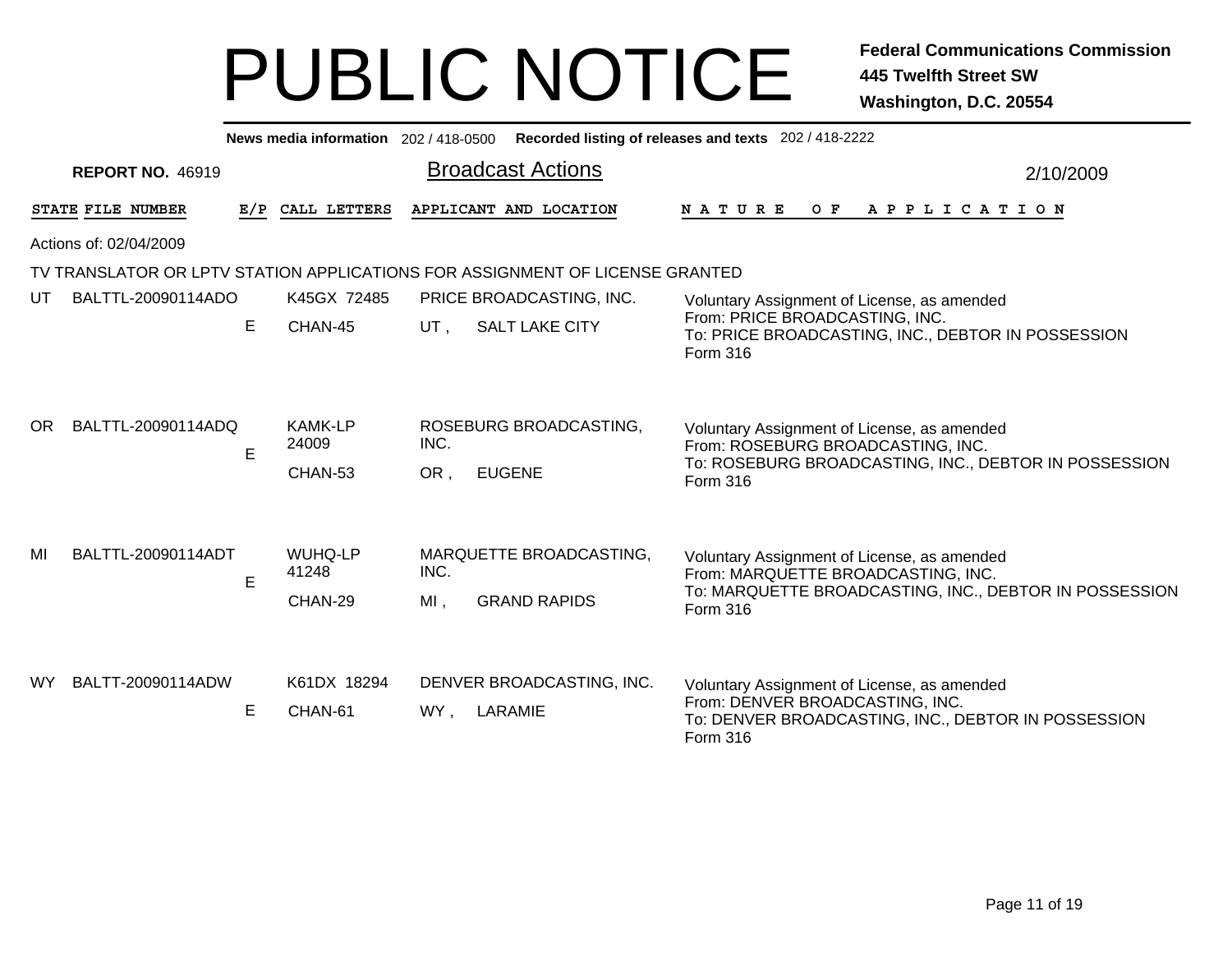# PUBLIC NOTICE

**Federal Communications Commission**
**445 Twelfth Street SW**
**Washington, D.C. 20554**

**News media information** 202 / 418-0500 **Recorded listing of releases and texts** 202 / 418-2222

**REPORT NO.** 46919

## Broadcast Actions

2/10/2009

Actions of: 02/04/2009

### TV TRANSLATOR OR LPTV STATION APPLICATIONS FOR ASSIGNMENT OF LICENSE GRANTED

| STATE | FILE NUMBER | E/P | CALL LETTERS | APPLICANT AND LOCATION | NATURE OF APPLICATION |
|---|---|---|---|---|---|
| UT | BALTTL-20090114ADO | E | K45GX 72485<br>CHAN-45 | PRICE BROADCASTING, INC.<br>UT , SALT LAKE CITY | Voluntary Assignment of License, as amended<br>From: PRICE BROADCASTING, INC.<br>To: PRICE BROADCASTING, INC., DEBTOR IN POSSESSION<br>Form 316 |
| OR | BALTTL-20090114ADQ | E | KAMK-LP 24009<br>CHAN-53 | ROSEBURG BROADCASTING, INC.<br>OR , EUGENE | Voluntary Assignment of License, as amended<br>From: ROSEBURG BROADCASTING, INC.<br>To: ROSEBURG BROADCASTING, INC., DEBTOR IN POSSESSION<br>Form 316 |
| MI | BALTTL-20090114ADT | E | WUHQ-LP 41248<br>CHAN-29 | MARQUETTE BROADCASTING, INC.<br>MI , GRAND RAPIDS | Voluntary Assignment of License, as amended<br>From: MARQUETTE BROADCASTING, INC.<br>To: MARQUETTE BROADCASTING, INC., DEBTOR IN POSSESSION<br>Form 316 |
| WY | BALTT-20090114ADW | E | K61DX 18294<br>CHAN-61 | DENVER BROADCASTING, INC.<br>WY , LARAMIE | Voluntary Assignment of License, as amended<br>From: DENVER BROADCASTING, INC.<br>To: DENVER BROADCASTING, INC., DEBTOR IN POSSESSION<br>Form 316 |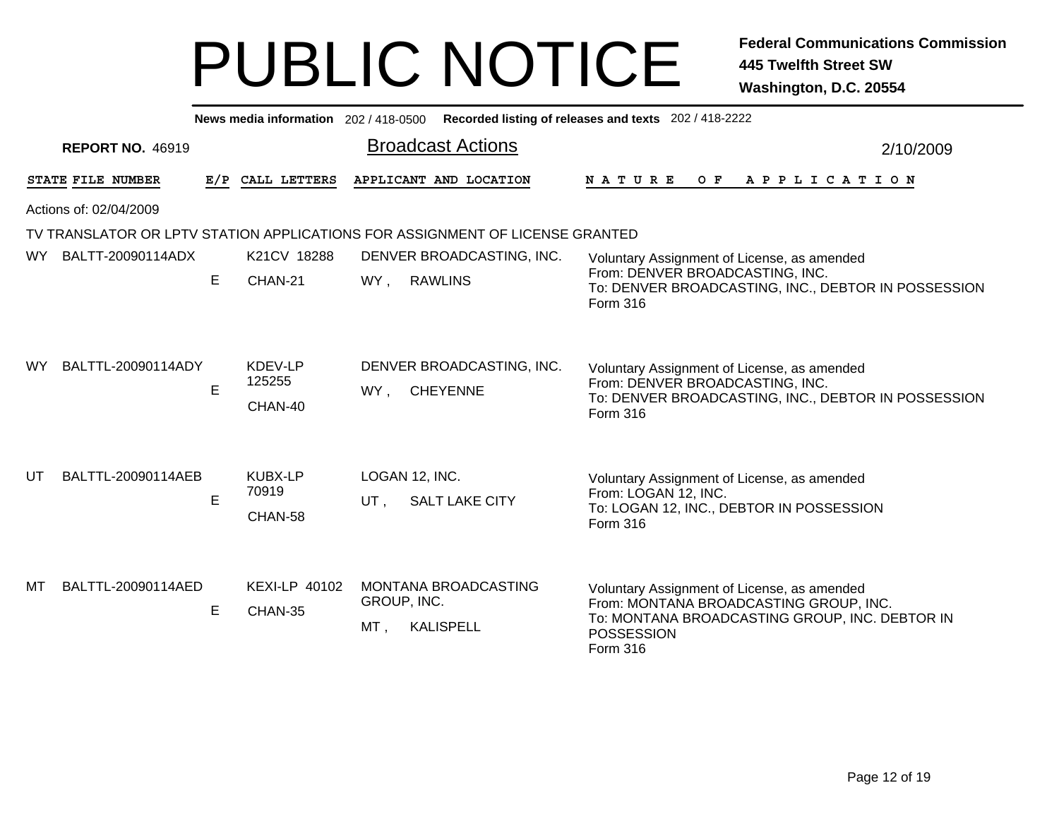# PUBLIC NOTICE

**Federal Communications Commission**
**445 Twelfth Street SW**
**Washington, D.C. 20554**

**News media information** 202 / 418-0500 **Recorded listing of releases and texts** 202 / 418-2222

**REPORT NO.** 46919

## Broadcast Actions

2/10/2009

Actions of: 02/04/2009

TV TRANSLATOR OR LPTV STATION APPLICATIONS FOR ASSIGNMENT OF LICENSE GRANTED

| STATE | FILE NUMBER | E/P | CALL LETTERS | APPLICANT AND LOCATION | NATURE OF APPLICATION |
|---|---|---|---|---|---|
| WY | BALTT-20090114ADX | E | K21CV 18288<br>CHAN-21 | DENVER BROADCASTING, INC.<br>WY , RAWLINS | Voluntary Assignment of License, as amended<br>From: DENVER BROADCASTING, INC.<br>To: DENVER BROADCASTING, INC., DEBTOR IN POSSESSION<br>Form 316 |
| WY | BALTTL-20090114ADY | E | KDEV-LP 125255<br>CHAN-40 | DENVER BROADCASTING, INC.<br>WY , CHEYENNE | Voluntary Assignment of License, as amended<br>From: DENVER BROADCASTING, INC.<br>To: DENVER BROADCASTING, INC., DEBTOR IN POSSESSION<br>Form 316 |
| UT | BALTTL-20090114AEB | E | KUBX-LP 70919<br>CHAN-58 | LOGAN 12, INC.<br>UT , SALT LAKE CITY | Voluntary Assignment of License, as amended<br>From: LOGAN 12, INC.<br>To: LOGAN 12, INC., DEBTOR IN POSSESSION<br>Form 316 |
| MT | BALTTL-20090114AED | E | KEXI-LP 40102<br>CHAN-35 | MONTANA BROADCASTING GROUP, INC.<br>MT , KALISPELL | Voluntary Assignment of License, as amended<br>From: MONTANA BROADCASTING GROUP, INC.<br>To: MONTANA BROADCASTING GROUP, INC. DEBTOR IN POSSESSION<br>Form 316 |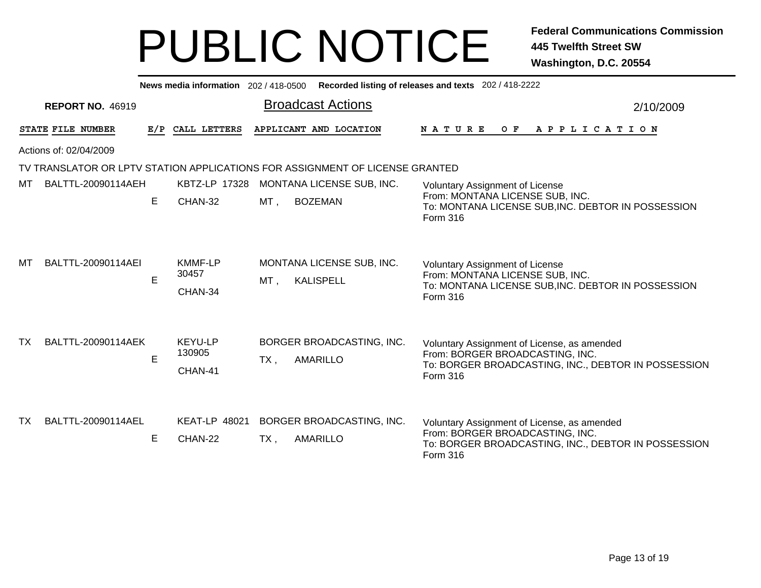# PUBLIC NOTICE

**Federal Communications Commission**
**445 Twelfth Street SW**
**Washington, D.C. 20554**

**News media information** 202 / 418-0500 **Recorded listing of releases and texts** 202 / 418-2222

**REPORT NO.** 46919

## Broadcast Actions

2/10/2009

Actions of: 02/04/2009

TV TRANSLATOR OR LPTV STATION APPLICATIONS FOR ASSIGNMENT OF LICENSE GRANTED

| STATE | FILE NUMBER | E/P | CALL LETTERS | APPLICANT AND LOCATION | NATURE OF APPLICATION |
|---|---|---|---|---|---|
| MT | BALTTL-20090114AEH | E | KBTZ-LP 17328 CHAN-32 | MONTANA LICENSE SUB, INC. MT , BOZEMAN | Voluntary Assignment of License From: MONTANA LICENSE SUB, INC. To: MONTANA LICENSE SUB,INC. DEBTOR IN POSSESSION Form 316 |
| MT | BALTTL-20090114AEI | E | KMMF-LP 30457 CHAN-34 | MONTANA LICENSE SUB, INC. MT , KALISPELL | Voluntary Assignment of License From: MONTANA LICENSE SUB, INC. To: MONTANA LICENSE SUB,INC. DEBTOR IN POSSESSION Form 316 |
| TX | BALTTL-20090114AEK | E | KEYU-LP 130905 CHAN-41 | BORGER BROADCASTING, INC. TX , AMARILLO | Voluntary Assignment of License, as amended From: BORGER BROADCASTING, INC. To: BORGER BROADCASTING, INC., DEBTOR IN POSSESSION Form 316 |
| TX | BALTTL-20090114AEL | E | KEAT-LP 48021 CHAN-22 | BORGER BROADCASTING, INC. TX , AMARILLO | Voluntary Assignment of License, as amended From: BORGER BROADCASTING, INC. To: BORGER BROADCASTING, INC., DEBTOR IN POSSESSION Form 316 |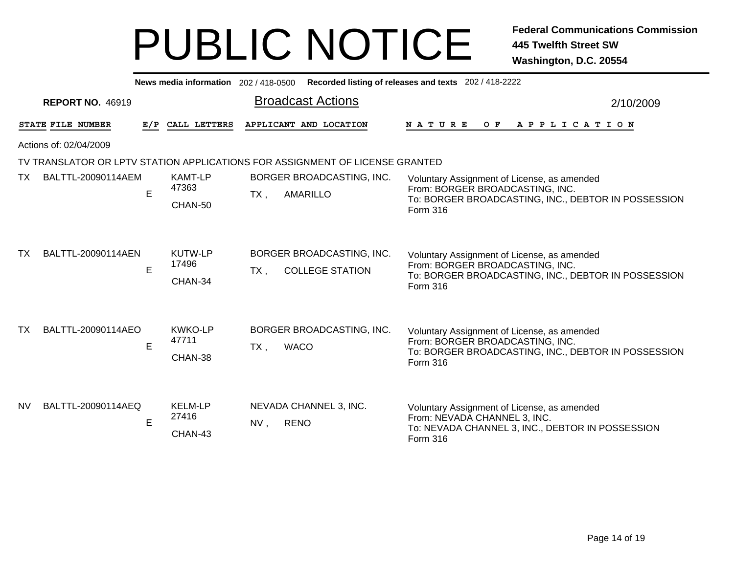# PUBLIC NOTICE

**Federal Communications Commission**
**445 Twelfth Street SW**
**Washington, D.C. 20554**

**News media information** 202 / 418-0500 **Recorded listing of releases and texts** 202 / 418-2222

**REPORT NO.** 46919

## Broadcast Actions

2/10/2009

Actions of: 02/04/2009

TV TRANSLATOR OR LPTV STATION APPLICATIONS FOR ASSIGNMENT OF LICENSE GRANTED

| STATE | FILE NUMBER | E/P | CALL LETTERS | APPLICANT AND LOCATION | NATURE OF APPLICATION |
|---|---|---|---|---|---|
| TX | BALTTL-20090114AEM | E | KAMT-LP<br>47363<br>CHAN-50 | BORGER BROADCASTING, INC.<br>TX , AMARILLO | Voluntary Assignment of License, as amended<br>From: BORGER BROADCASTING, INC.<br>To: BORGER BROADCASTING, INC., DEBTOR IN POSSESSION<br>Form 316 |
| TX | BALTTL-20090114AEN | E | KUTW-LP<br>17496<br>CHAN-34 | BORGER BROADCASTING, INC.<br>TX , COLLEGE STATION | Voluntary Assignment of License, as amended<br>From: BORGER BROADCASTING, INC.<br>To: BORGER BROADCASTING, INC., DEBTOR IN POSSESSION<br>Form 316 |
| TX | BALTTL-20090114AEO | E | KWKO-LP<br>47711<br>CHAN-38 | BORGER BROADCASTING, INC.<br>TX , WACO | Voluntary Assignment of License, as amended<br>From: BORGER BROADCASTING, INC.<br>To: BORGER BROADCASTING, INC., DEBTOR IN POSSESSION<br>Form 316 |
| NV | BALTTL-20090114AEQ | E | KELM-LP<br>27416<br>CHAN-43 | NEVADA CHANNEL 3, INC.<br>NV , RENO | Voluntary Assignment of License, as amended<br>From: NEVADA CHANNEL 3, INC.<br>To: NEVADA CHANNEL 3, INC., DEBTOR IN POSSESSION<br>Form 316 |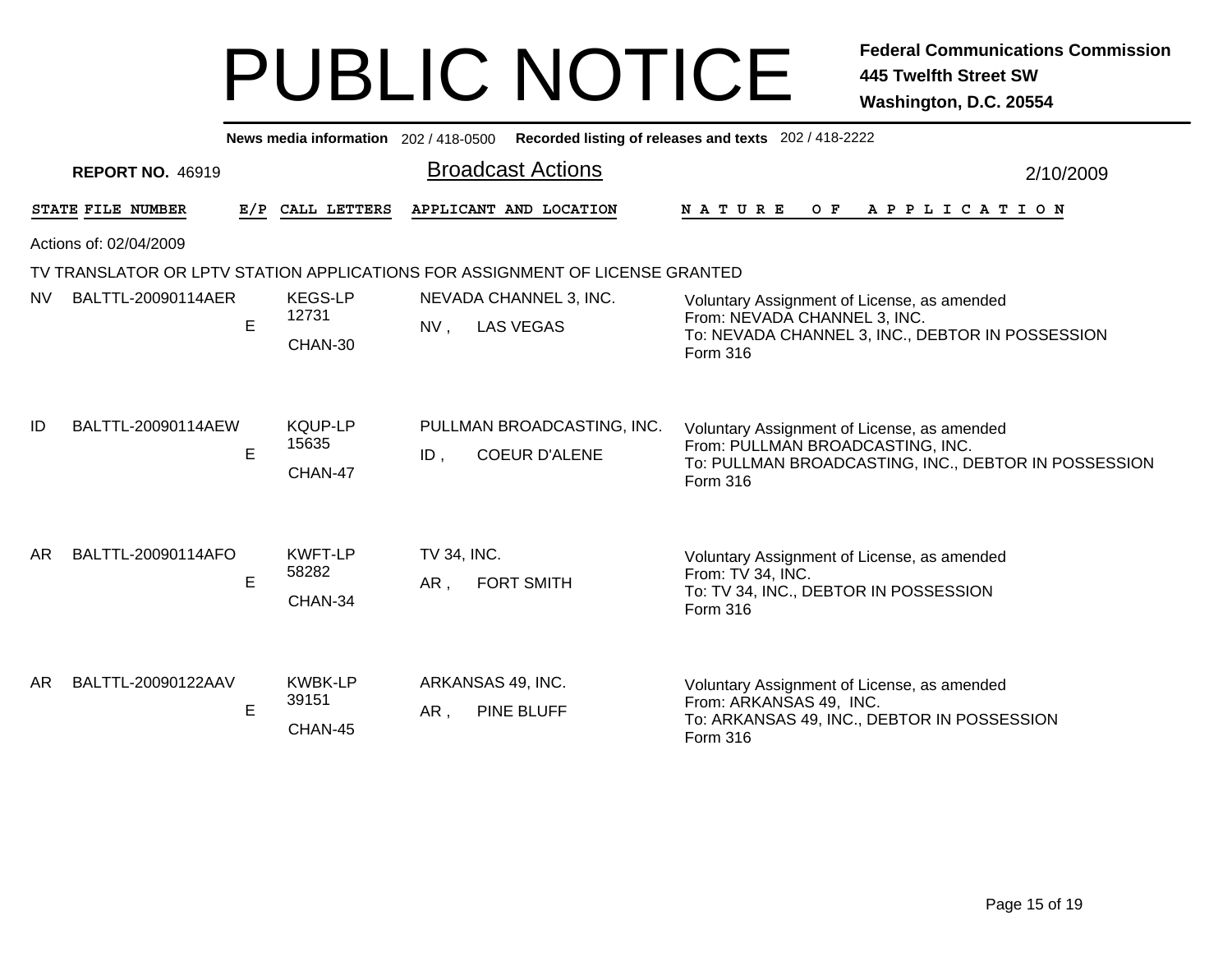# PUBLIC NOTICE

**Federal Communications Commission**
**445 Twelfth Street SW**
**Washington, D.C. 20554**

**News media information** 202 / 418-0500 **Recorded listing of releases and texts** 202 / 418-2222

**REPORT NO.** 46919

## Broadcast Actions

2/10/2009

Actions of: 02/04/2009

TV TRANSLATOR OR LPTV STATION APPLICATIONS FOR ASSIGNMENT OF LICENSE GRANTED

| STATE | FILE NUMBER | E/P | CALL LETTERS | APPLICANT AND LOCATION | NATURE OF APPLICATION |
|---|---|---|---|---|---|
| NV | BALTTL-20090114AER | E | KEGS-LP 12731 CHAN-30 | NEVADA CHANNEL 3, INC. NV , LAS VEGAS | Voluntary Assignment of License, as amended From: NEVADA CHANNEL 3, INC. To: NEVADA CHANNEL 3, INC., DEBTOR IN POSSESSION Form 316 |
| ID | BALTTL-20090114AEW | E | KQUP-LP 15635 CHAN-47 | PULLMAN BROADCASTING, INC. ID , COEUR D'ALENE | Voluntary Assignment of License, as amended From: PULLMAN BROADCASTING, INC. To: PULLMAN BROADCASTING, INC., DEBTOR IN POSSESSION Form 316 |
| AR | BALTTL-20090114AFO | E | KWFT-LP 58282 CHAN-34 | TV 34, INC. AR , FORT SMITH | Voluntary Assignment of License, as amended From: TV 34, INC. To: TV 34, INC., DEBTOR IN POSSESSION Form 316 |
| AR | BALTTL-20090122AAV | E | KWBK-LP 39151 CHAN-45 | ARKANSAS 49, INC. AR , PINE BLUFF | Voluntary Assignment of License, as amended From: ARKANSAS 49, INC. To: ARKANSAS 49, INC., DEBTOR IN POSSESSION Form 316 |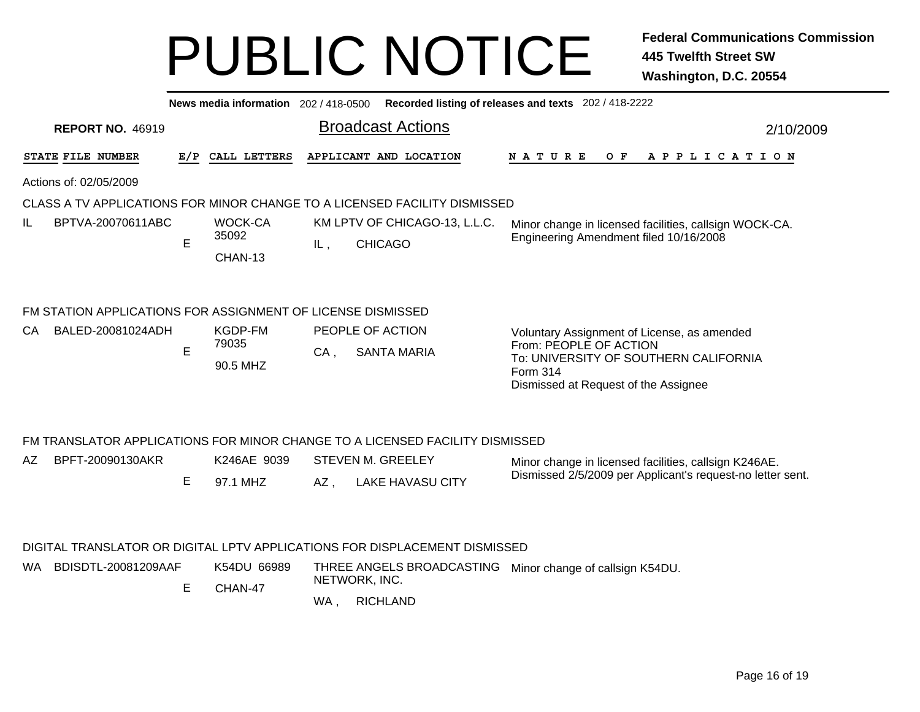# PUBLIC NOTICE

**Federal Communications Commission**
**445 Twelfth Street SW**
**Washington, D.C. 20554**

**News media information** 202 / 418-0500 **Recorded listing of releases and texts** 202 / 418-2222

**REPORT NO.** 46919

## Broadcast Actions

2/10/2009

Actions of: 02/05/2009

### CLASS A TV APPLICATIONS FOR MINOR CHANGE TO A LICENSED FACILITY DISMISSED

| STATE | FILE NUMBER | E/P | CALL LETTERS | APPLICANT AND LOCATION | NATURE OF APPLICATION |
|---|---|---|---|---|---|
| IL | BPTVA-20070611ABC | E | WOCK-CA 35092 CHAN-13 | KM LPTV OF CHICAGO-13, L.L.C. IL , CHICAGO | Minor change in licensed facilities, callsign WOCK-CA. Engineering Amendment filed 10/16/2008 |

### FM STATION APPLICATIONS FOR ASSIGNMENT OF LICENSE DISMISSED

| STATE | FILE NUMBER | E/P | CALL LETTERS | APPLICANT AND LOCATION | NATURE OF APPLICATION |
|---|---|---|---|---|---|
| CA | BALED-20081024ADH | E | KGDP-FM 79035 90.5 MHZ | PEOPLE OF ACTION CA , SANTA MARIA | Voluntary Assignment of License, as amended From: PEOPLE OF ACTION To: UNIVERSITY OF SOUTHERN CALIFORNIA Form 314 Dismissed at Request of the Assignee |

### FM TRANSLATOR APPLICATIONS FOR MINOR CHANGE TO A LICENSED FACILITY DISMISSED

| STATE | FILE NUMBER | E/P | CALL LETTERS | APPLICANT AND LOCATION | NATURE OF APPLICATION |
|---|---|---|---|---|---|
| AZ | BPFT-20090130AKR | E | K246AE 9039 97.1 MHZ | STEVEN M. GREELEY AZ , LAKE HAVASU CITY | Minor change in licensed facilities, callsign K246AE. Dismissed 2/5/2009 per Applicant's request-no letter sent. |

### DIGITAL TRANSLATOR OR DIGITAL LPTV APPLICATIONS FOR DISPLACEMENT DISMISSED

| STATE | FILE NUMBER | E/P | CALL LETTERS | APPLICANT AND LOCATION | NATURE OF APPLICATION |
|---|---|---|---|---|---|
| WA | BDISDTL-20081209AAF | E | K54DU 66989 CHAN-47 | THREE ANGELS BROADCASTING NETWORK, INC. WA , RICHLAND | Minor change of callsign K54DU. |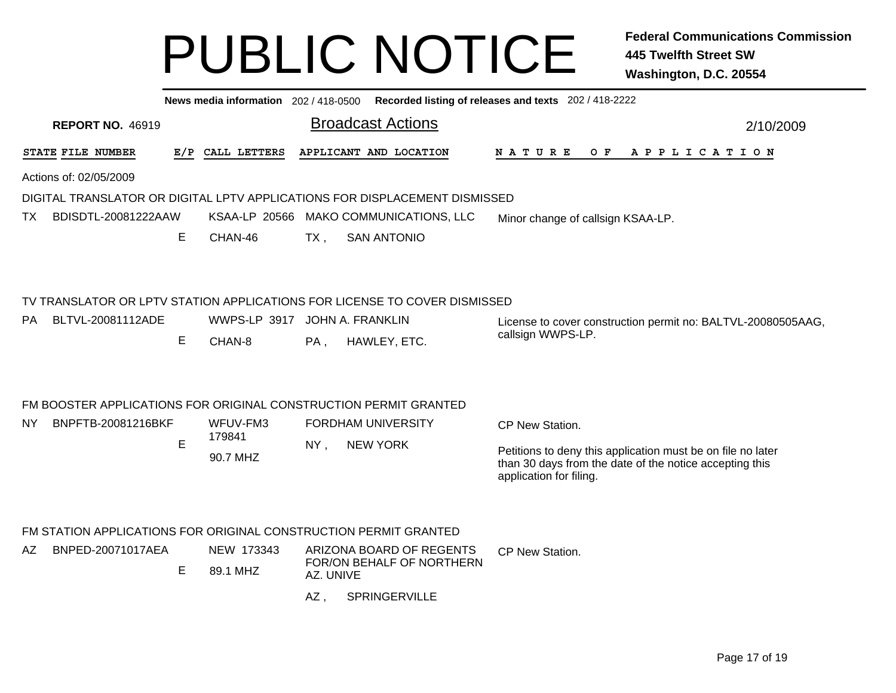# PUBLIC NOTICE

**Federal Communications Commission**
**445 Twelfth Street SW**
**Washington, D.C. 20554**

**News media information** 202 / 418-0500 **Recorded listing of releases and texts** 202 / 418-2222

**REPORT NO.** 46919

## Broadcast Actions

2/10/2009

Actions of: 02/05/2009

### DIGITAL TRANSLATOR OR DIGITAL LPTV APPLICATIONS FOR DISPLACEMENT DISMISSED

| STATE | FILE NUMBER | E/P | CALL LETTERS | APPLICANT AND LOCATION | NATURE OF APPLICATION |
|---|---|---|---|---|---|
| TX | BDISDTL-20081222AAW | E | KSAA-LP 20566<br>CHAN-46 | MAKO COMMUNICATIONS, LLC<br>TX , SAN ANTONIO | Minor change of callsign KSAA-LP. |

### TV TRANSLATOR OR LPTV STATION APPLICATIONS FOR LICENSE TO COVER DISMISSED

| STATE | FILE NUMBER | E/P | CALL LETTERS | APPLICANT AND LOCATION | NATURE OF APPLICATION |
|---|---|---|---|---|---|
| PA | BLTVL-20081112ADE | E | WWPS-LP 3917<br>CHAN-8 | JOHN A. FRANKLIN<br>PA , HAWLEY, ETC. | License to cover construction permit no: BALTVL-20080505AAG, callsign WWPS-LP. |

### FM BOOSTER APPLICATIONS FOR ORIGINAL CONSTRUCTION PERMIT GRANTED

| STATE | FILE NUMBER | E/P | CALL LETTERS | APPLICANT AND LOCATION | NATURE OF APPLICATION |
|---|---|---|---|---|---|
| NY | BNPFTB-20081216BKF | E | WFUV-FM3 179841<br>90.7 MHZ | FORDHAM UNIVERSITY<br>NY , NEW YORK | CP New Station.<br><br>Petitions to deny this application must be on file no later than 30 days from the date of the notice accepting this application for filing. |

### FM STATION APPLICATIONS FOR ORIGINAL CONSTRUCTION PERMIT GRANTED

| STATE | FILE NUMBER | E/P | CALL LETTERS | APPLICANT AND LOCATION | NATURE OF APPLICATION |
|---|---|---|---|---|---|
| AZ | BNPED-20071017AEA | E | NEW 173343<br>89.1 MHZ | ARIZONA BOARD OF REGENTS FOR/ON BEHALF OF NORTHERN AZ. UNIVE<br>AZ , SPRINGERVILLE | CP New Station. |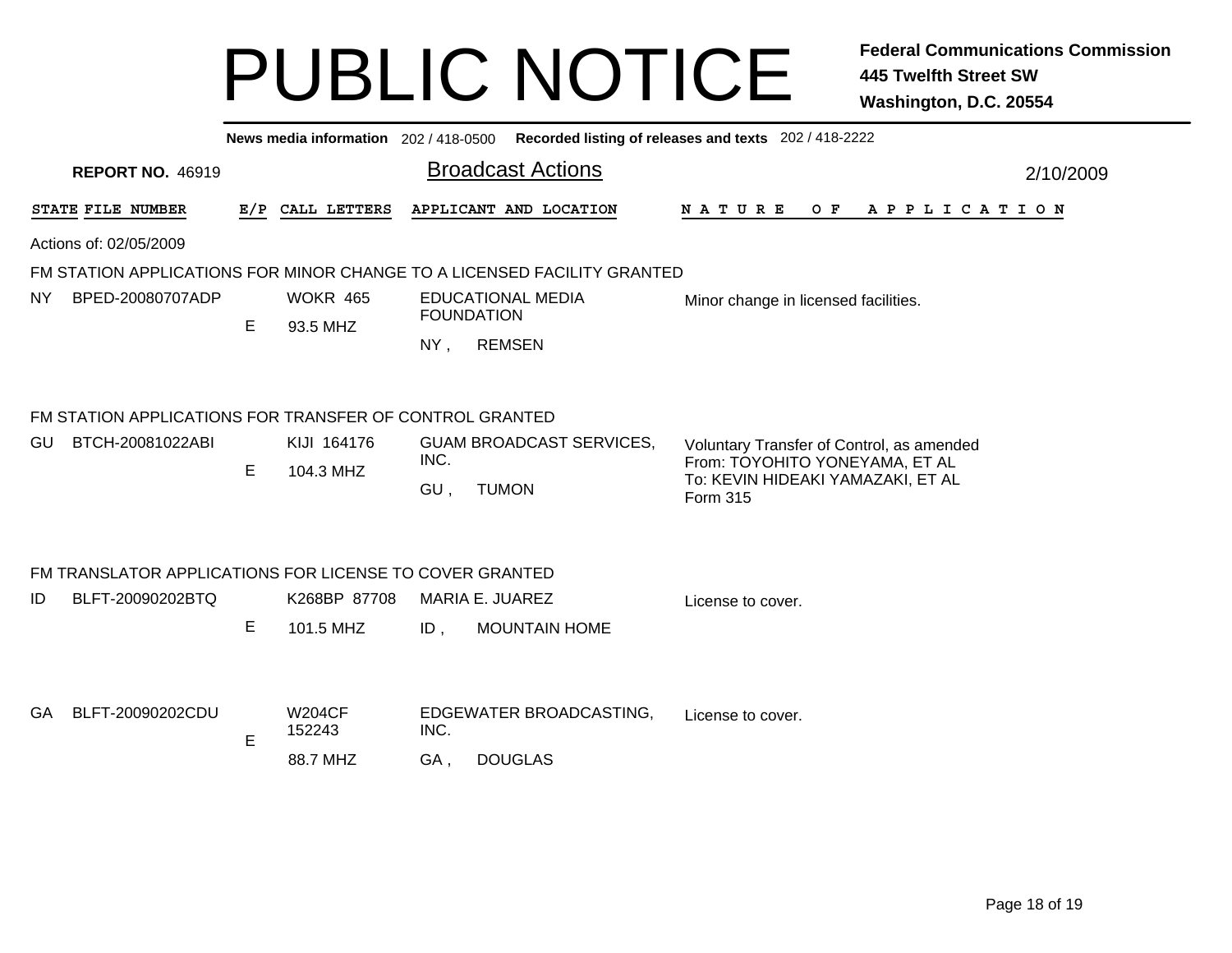# PUBLIC NOTICE

**Federal Communications Commission**
**445 Twelfth Street SW**
**Washington, D.C. 20554**

**News media information** 202 / 418-0500 **Recorded listing of releases and texts** 202 / 418-2222

**REPORT NO.** 46919

## Broadcast Actions

2/10/2009

| STATE | FILE NUMBER | E/P | CALL LETTERS | APPLICANT AND LOCATION | NATURE OF APPLICATION |
|---|---|---|---|---|---|

Actions of: 02/05/2009

### FM STATION APPLICATIONS FOR MINOR CHANGE TO A LICENSED FACILITY GRANTED

| STATE | FILE NUMBER | E/P | CALL LETTERS | APPLICANT AND LOCATION | NATURE OF APPLICATION |
|---|---|---|---|---|---|
| NY | BPED-20080707ADP | E | WOKR 465<br>93.5 MHZ | EDUCATIONAL MEDIA FOUNDATION<br>NY , REMSEN | Minor change in licensed facilities. |

### FM STATION APPLICATIONS FOR TRANSFER OF CONTROL GRANTED

| STATE | FILE NUMBER | E/P | CALL LETTERS | APPLICANT AND LOCATION | NATURE OF APPLICATION |
|---|---|---|---|---|---|
| GU | BTCH-20081022ABI | E | KIJI 164176<br>104.3 MHZ | GUAM BROADCAST SERVICES, INC.<br>GU , TUMON | Voluntary Transfer of Control, as amended<br>From: TOYOHITO YONEYAMA, ET AL<br>To: KEVIN HIDEAKI YAMAZAKI, ET AL<br>Form 315 |

### FM TRANSLATOR APPLICATIONS FOR LICENSE TO COVER GRANTED

| STATE | FILE NUMBER | E/P | CALL LETTERS | APPLICANT AND LOCATION | NATURE OF APPLICATION |
|---|---|---|---|---|---|
| ID | BLFT-20090202BTQ | E | K268BP 87708<br>101.5 MHZ | MARIA E. JUAREZ<br>ID , MOUNTAIN HOME | License to cover. |
| GA | BLFT-20090202CDU | E | W204CF 152243<br>88.7 MHZ | EDGEWATER BROADCASTING, INC.<br>GA , DOUGLAS | License to cover. |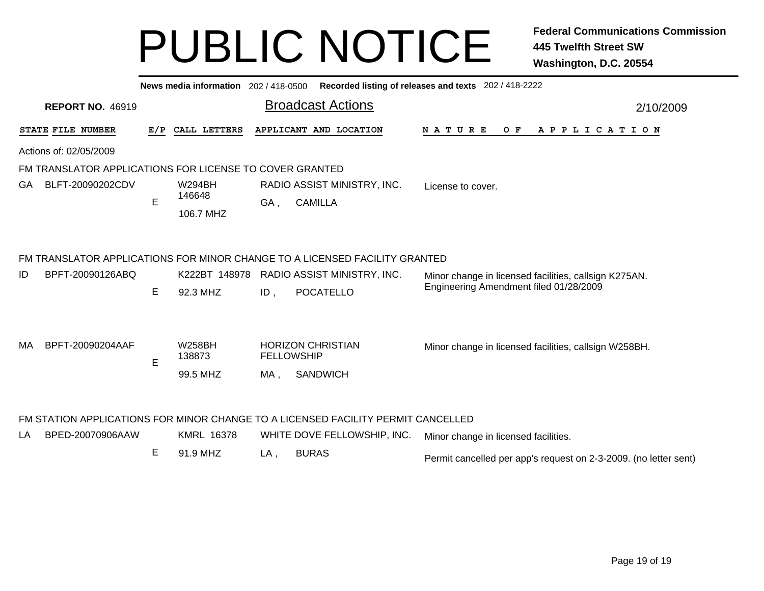# PUBLIC NOTICE

**Federal Communications Commission**
**445 Twelfth Street SW**
**Washington, D.C. 20554**

**News media information** 202 / 418-0500 **Recorded listing of releases and texts** 202 / 418-2222

**REPORT NO.** 46919

## Broadcast Actions

2/10/2009

| STATE | FILE NUMBER | E/P | CALL LETTERS | APPLICANT AND LOCATION | NATURE OF APPLICATION |
|---|---|---|---|---|---|

Actions of: 02/05/2009

FM TRANSLATOR APPLICATIONS FOR LICENSE TO COVER GRANTED

| STATE | FILE NUMBER | E/P | CALL LETTERS | APPLICANT AND LOCATION | NATURE OF APPLICATION |
|---|---|---|---|---|---|
| GA | BLFT-20090202CDV | E | W294BH 146648 106.7 MHZ | RADIO ASSIST MINISTRY, INC. GA , CAMILLA | License to cover. |

FM TRANSLATOR APPLICATIONS FOR MINOR CHANGE TO A LICENSED FACILITY GRANTED

| STATE | FILE NUMBER | E/P | CALL LETTERS | APPLICANT AND LOCATION | NATURE OF APPLICATION |
|---|---|---|---|---|---|
| ID | BPFT-20090126ABQ | E | K222BT 148978 92.3 MHZ | RADIO ASSIST MINISTRY, INC. ID , POCATELLO | Minor change in licensed facilities, callsign K275AN. Engineering Amendment filed 01/28/2009 |
| MA | BPFT-20090204AAF | E | W258BH 138873 99.5 MHZ | HORIZON CHRISTIAN FELLOWSHIP MA , SANDWICH | Minor change in licensed facilities, callsign W258BH. |

FM STATION APPLICATIONS FOR MINOR CHANGE TO A LICENSED FACILITY PERMIT CANCELLED

| STATE | FILE NUMBER | E/P | CALL LETTERS | APPLICANT AND LOCATION | NATURE OF APPLICATION |
|---|---|---|---|---|---|
| LA | BPED-20070906AAW | E | KMRL 16378 91.9 MHZ | WHITE DOVE FELLOWSHIP, INC. LA , BURAS | Minor change in licensed facilities. Permit cancelled per app's request on 2-3-2009. (no letter sent) |